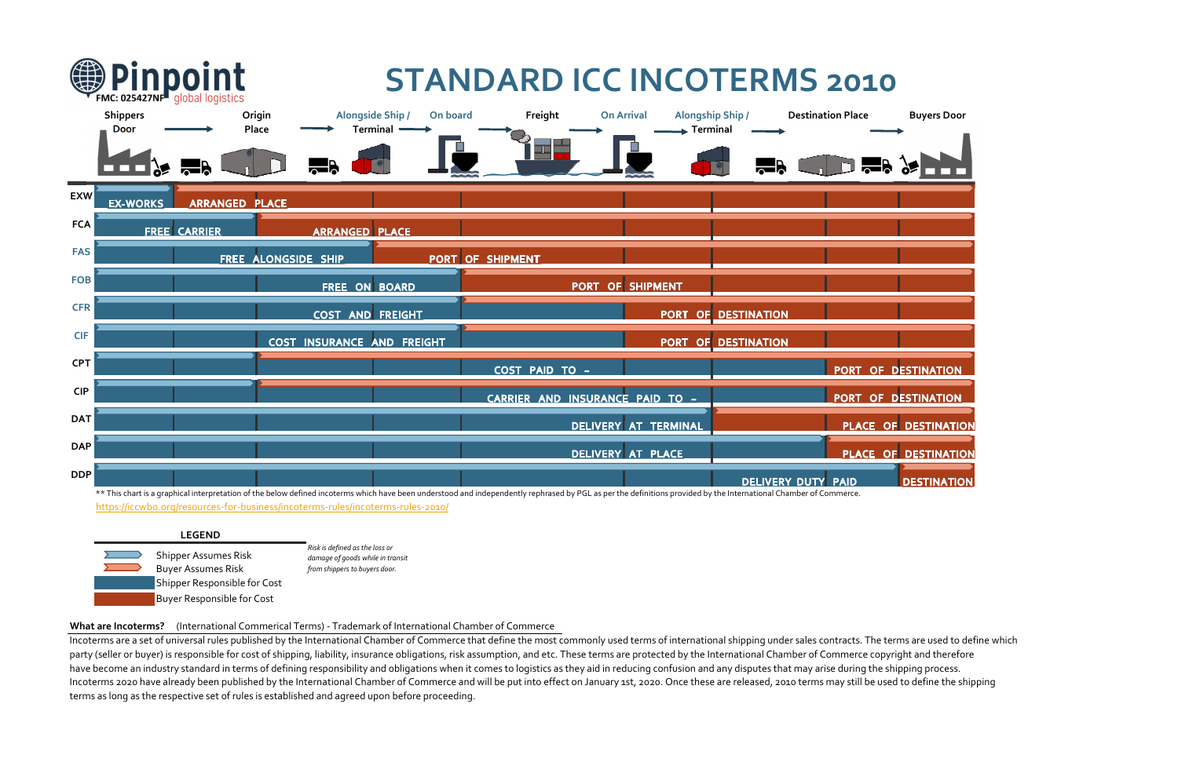# Pinpoint global logistics

FMC: 025427NF

# STANDARD ICC INCOTERMS 2010

| | Shippers Door | Origin Place | Alongside Ship / Terminal | On board | Freight | On Arrival | Alongship Ship / Terminal | Destination Place | Buyers Door |
|---|---|---|---|---|---|---|---|---|---|
| EXW | EX-WORKS | ARRANGED PLACE | | | | | | | |
| FCA | FREE CARRIER | | ARRANGED PLACE | | | | | | |
| FAS | FREE ALONGSIDE SHIP | | | PORT OF SHIPMENT | | | | | |
| FOB | FREE ON BOARD | | | | PORT OF SHIPMENT | | | | |
| CFR | COST AND FREIGHT | | | | | PORT OF DESTINATION | | | |
| CIF | COST INSURANCE AND FREIGHT | | | | | PORT OF DESTINATION | | | |
| CPT | COST PAID TO ~ | | | | | | | PORT OF DESTINATION | |
| CIP | CARRIER AND INSURANCE PAID TO ~ | | | | | | | PORT OF DESTINATION | |
| DAT | DELIVERY AT TERMINAL | | | | | | | PLACE OF DESTINATION | |
| DAP | DELIVERY AT PLACE | | | | | | | PLACE OF DESTINATION | |
| DDP | DELIVERY DUTY PAID | | | | | | | | DESTINATION |

** This chart is a graphical interpretation of the below defined incoterms which have been understood and independently rephrased by PGL as per the definitions provided by the International Chamber of Commerce.

https://iccwbo.org/resources-for-business/incoterms-rules/incoterms-rules-2010/

**LEGEND**

- Shipper Assumes Risk
- Buyer Assumes Risk
- Shipper Responsible for Cost
- Buyer Responsible for Cost

*Risk is defined as the loss or damage of goods while in transit from shippers to buyers door.*

**What are Incoterms?** (International Commerical Terms) - Trademark of International Chamber of Commerce

Incoterms are a set of universal rules published by the International Chamber of Commerce that define the most commonly used terms of international shipping under sales contracts. The terms are used to define which party (seller or buyer) is responsible for cost of shipping, liability, insurance obligations, risk assumption, and etc. These terms are protected by the International Chamber of Commerce copyright and therefore have become an industry standard in terms of defining responsibility and obligations when it comes to logistics as they aid in reducing confusion and any disputes that may arise during the shipping process. Incoterms 2020 have already been published by the International Chamber of Commerce and will be put into effect on January 1st, 2020. Once these are released, 2010 terms may still be used to define the shipping terms as long as the respective set of rules is established and agreed upon before proceeding.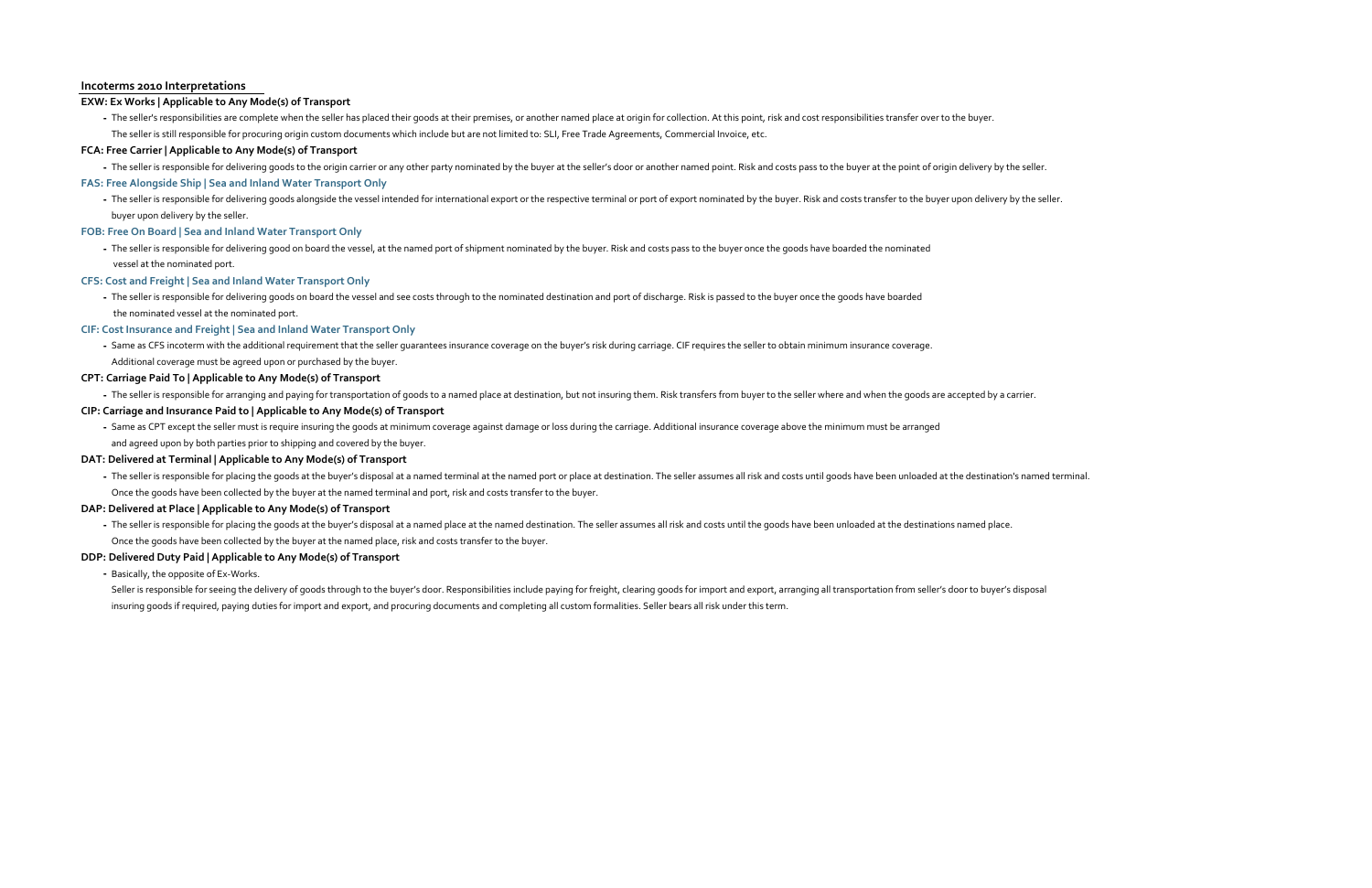## Incoterms 2010 Interpretations

**EXW: Ex Works | Applicable to Any Mode(s) of Transport**

- The seller's responsibilities are complete when the seller has placed their goods at their premises, or another named place at origin for collection. At this point, risk and cost responsibilities transfer over to the buyer.
  The seller is still responsible for procuring origin custom documents which include but are not limited to: SLI, Free Trade Agreements, Commercial Invoice, etc.

**FCA: Free Carrier | Applicable to Any Mode(s) of Transport**

- The seller is responsible for delivering goods to the origin carrier or any other party nominated by the buyer at the seller's door or another named point. Risk and costs pass to the buyer at the point of origin delivery by the seller.

**FAS: Free Alongside Ship | Sea and Inland Water Transport Only**

- The seller is responsible for delivering goods alongside the vessel intended for international export or the respective terminal or port of export nominated by the buyer. Risk and costs transfer to the buyer upon delivery by the seller.
  buyer upon delivery by the seller.

**FOB: Free On Board | Sea and Inland Water Transport Only**

- The seller is responsible for delivering good on board the vessel, at the named port of shipment nominated by the buyer. Risk and costs pass to the buyer once the goods have boarded the nominated
  vessel at the nominated port.

**CFS: Cost and Freight | Sea and Inland Water Transport Only**

- The seller is responsible for delivering goods on board the vessel and see costs through to the nominated destination and port of discharge. Risk is passed to the buyer once the goods have boarded
  the nominated vessel at the nominated port.

**CIF: Cost Insurance and Freight | Sea and Inland Water Transport Only**

- Same as CFS incoterm with the additional requirement that the seller guarantees insurance coverage on the buyer's risk during carriage. CIF requires the seller to obtain minimum insurance coverage.
  Additional coverage must be agreed upon or purchased by the buyer.

**CPT: Carriage Paid To | Applicable to Any Mode(s) of Transport**

- The seller is responsible for arranging and paying for transportation of goods to a named place at destination, but not insuring them. Risk transfers from buyer to the seller where and when the goods are accepted by a carrier.

**CIP: Carriage and Insurance Paid to | Applicable to Any Mode(s) of Transport**

- Same as CPT except the seller must is require insuring the goods at minimum coverage against damage or loss during the carriage. Additional insurance coverage above the minimum must be arranged
  and agreed upon by both parties prior to shipping and covered by the buyer.

**DAT: Delivered at Terminal | Applicable to Any Mode(s) of Transport**

- The seller is responsible for placing the goods at the buyer's disposal at a named terminal at the named port or place at destination. The seller assumes all risk and costs until goods have been unloaded at the destination's named terminal.
  Once the goods have been collected by the buyer at the named terminal and port, risk and costs transfer to the buyer.

**DAP: Delivered at Place | Applicable to Any Mode(s) of Transport**

- The seller is responsible for placing the goods at the buyer's disposal at a named place at the named destination. The seller assumes all risk and costs until the goods have been unloaded at the destinations named place.
  Once the goods have been collected by the buyer at the named place, risk and costs transfer to the buyer.

**DDP: Delivered Duty Paid | Applicable to Any Mode(s) of Transport**

- Basically, the opposite of Ex-Works.
  Seller is responsible for seeing the delivery of goods through to the buyer's door. Responsibilities include paying for freight, clearing goods for import and export, arranging all transportation from seller's door to buyer's disposal
  insuring goods if required, paying duties for import and export, and procuring documents and completing all custom formalities. Seller bears all risk under this term.